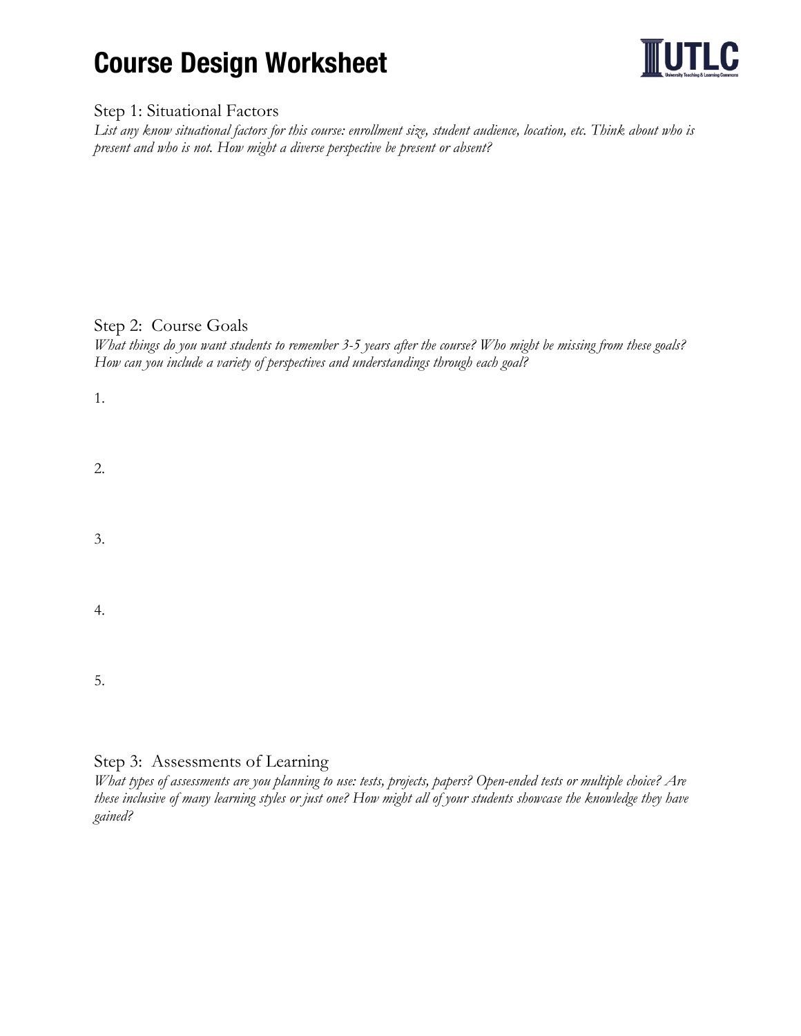# Course Design Worksheet

## Step 1: Situational Factors

*List any know situational factors for this course: enrollment size, student audience, location, etc. Think about who is present and who is not. How might a diverse perspective be present or absent?*

## Step 2: Course Goals

*What things do you want students to remember 3-5 years after the course? Who might be missing from these goals? How can you include a variety of perspectives and understandings through each goal?*

1.

2.

3.

4.

5.

## Step 3: Assessments of Learning

*What types of assessments are you planning to use: tests, projects, papers? Open-ended tests or multiple choice? Are these inclusive of many learning styles or just one? How might all of your students showcase the knowledge they have gained?*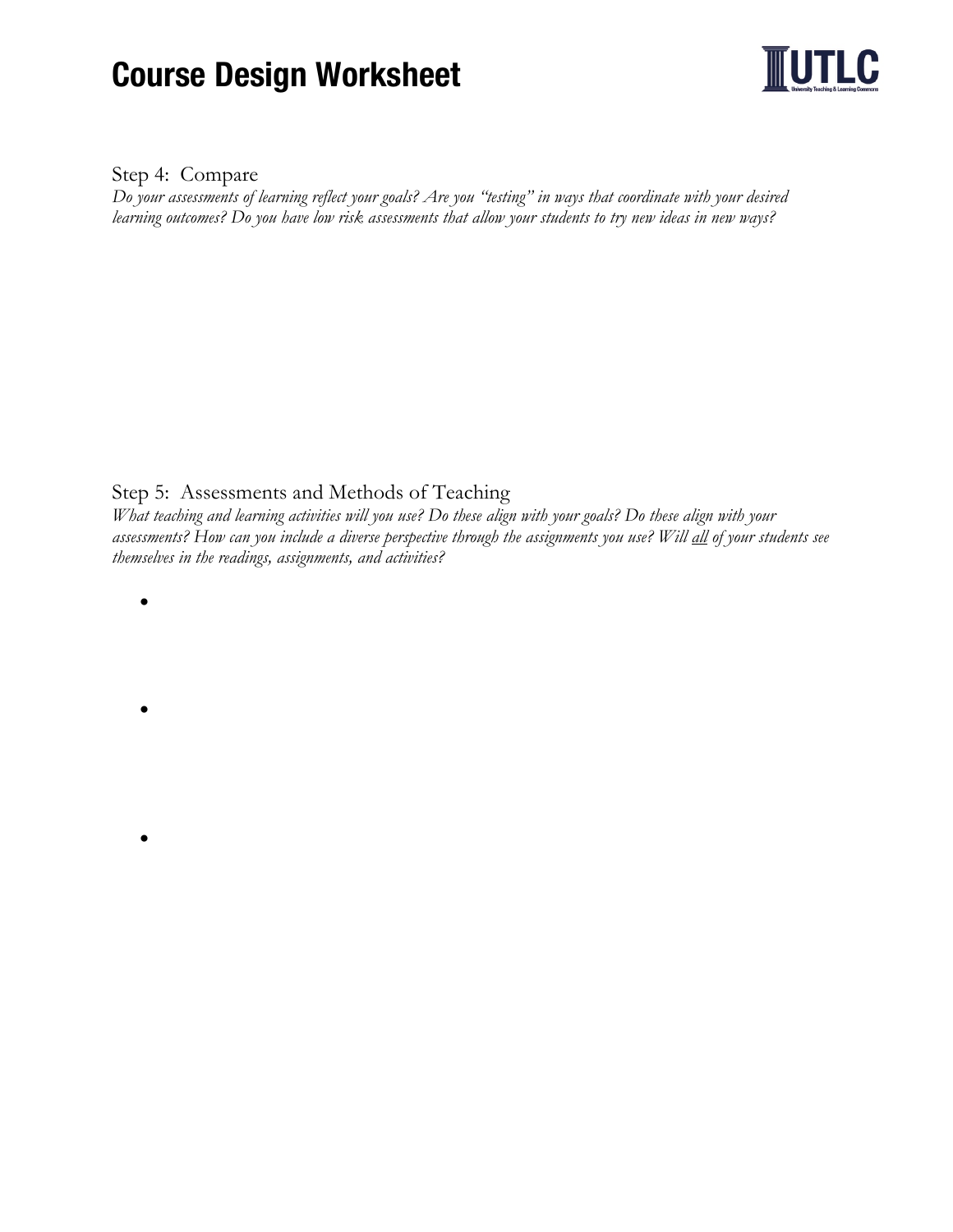# Course Design Worksheet

## Step 4: Compare

*Do your assessments of learning reflect your goals? Are you "testing" in ways that coordinate with your desired learning outcomes? Do you have low risk assessments that allow your students to try new ideas in new ways?*

## Step 5: Assessments and Methods of Teaching

*What teaching and learning activities will you use? Do these align with your goals? Do these align with your assessments? How can you include a diverse perspective through the assignments you use? Will <u>all</u> of your students see themselves in the readings, assignments, and activities?*

- 
- 
-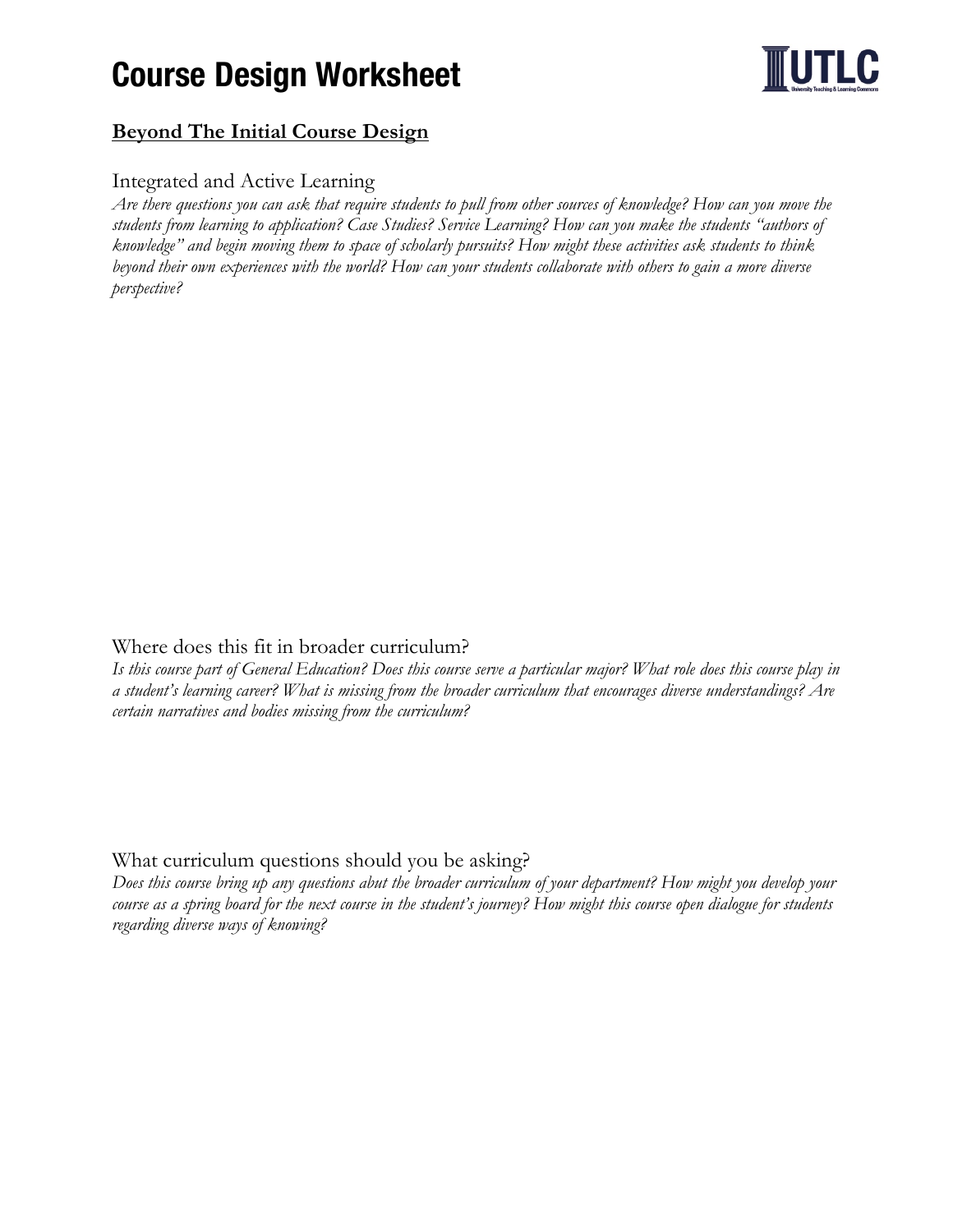# Course Design Worksheet

**Beyond The Initial Course Design**

## Integrated and Active Learning

*Are there questions you can ask that require students to pull from other sources of knowledge? How can you move the students from learning to application? Case Studies? Service Learning? How can you make the students "authors of knowledge" and begin moving them to space of scholarly pursuits? How might these activities ask students to think beyond their own experiences with the world? How can your students collaborate with others to gain a more diverse perspective?*

## Where does this fit in broader curriculum?

*Is this course part of General Education? Does this course serve a particular major? What role does this course play in a student's learning career? What is missing from the broader curriculum that encourages diverse understandings? Are certain narratives and bodies missing from the curriculum?*

## What curriculum questions should you be asking?

*Does this course bring up any questions abut the broader curriculum of your department? How might you develop your course as a spring board for the next course in the student's journey? How might this course open dialogue for students regarding diverse ways of knowing?*